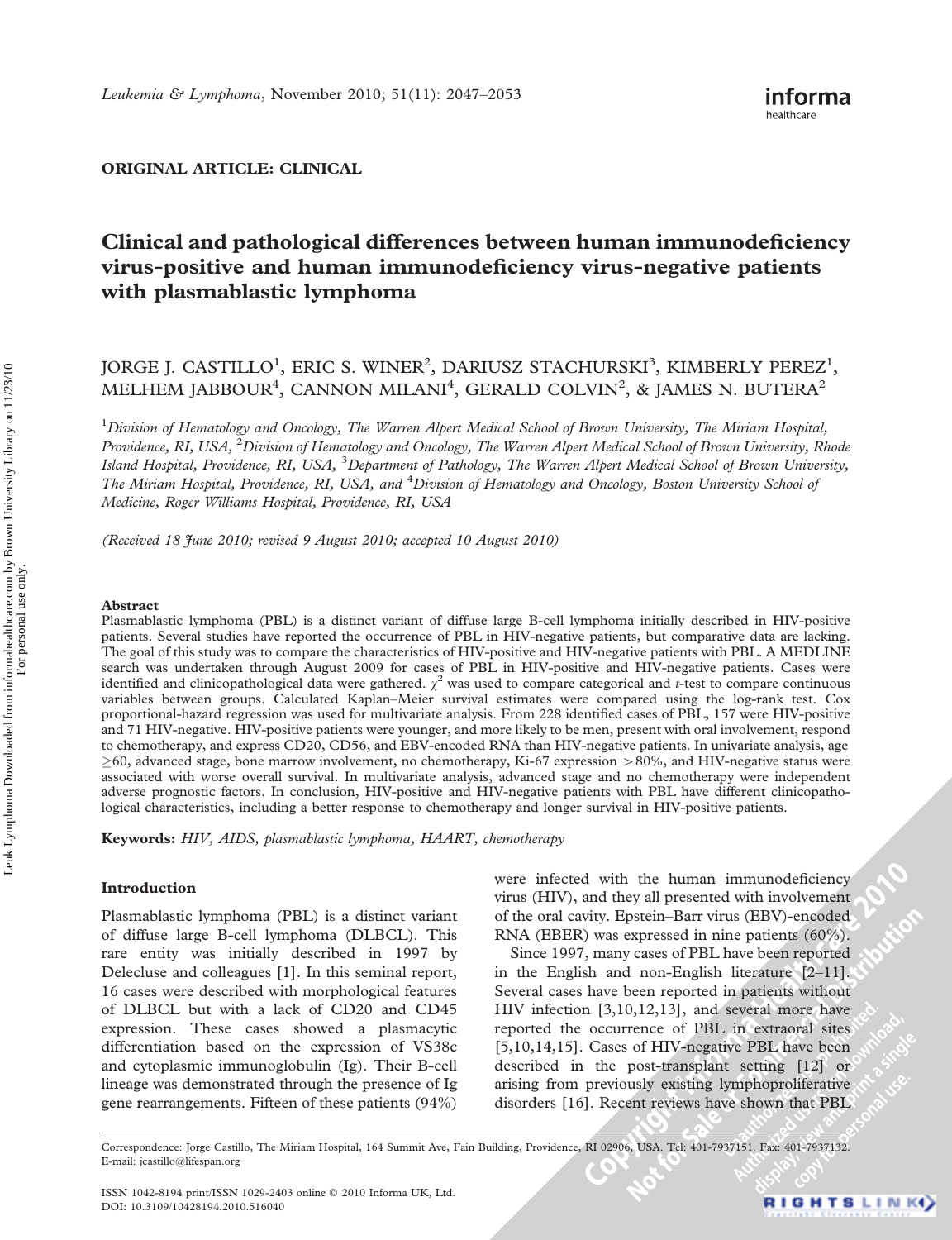ORIGINAL ARTICLE: CLINICAL

# Clinical and pathological differences between human immunodeficiency virus-positive and human immunodeficiency virus-negative patients with plasmablastic lymphoma

JORGE J. CASTILLO[1], ERIC S. WINER[2], DARIUSZ STACHURSKI[3], KIMBERLY PEREZ[1], MELHEM JABBOUR[4], CANNON MILANI[4], GERALD COLVIN[2], & JAMES N. BUTERA[2]

[1]*Division of Hematology and Oncology, The Warren Alpert Medical School of Brown University, The Miriam Hospital, Providence, RI, USA,* [2]*Division of Hematology and Oncology, The Warren Alpert Medical School of Brown University, Rhode Island Hospital, Providence, RI, USA,* [3]*Department of Pathology, The Warren Alpert Medical School of Brown University, The Miriam Hospital, Providence, RI, USA, and* [4]*Division of Hematology and Oncology, Boston University School of Medicine, Roger Williams Hospital, Providence, RI, USA*

*(Received 18 June 2010; revised 9 August 2010; accepted 10 August 2010)*

### Abstract

Plasmablastic lymphoma (PBL) is a distinct variant of diffuse large B-cell lymphoma initially described in HIV-positive patients. Several studies have reported the occurrence of PBL in HIV-negative patients, but comparative data are lacking. The goal of this study was to compare the characteristics of HIV-positive and HIV-negative patients with PBL. A MEDLINE search was undertaken through August 2009 for cases of PBL in HIV-positive and HIV-negative patients. Cases were identified and clinicopathological data were gathered. $\chi^2$ was used to compare categorical and *t*-test to compare continuous variables between groups. Calculated Kaplan–Meier survival estimates were compared using the log-rank test. Cox proportional-hazard regression was used for multivariate analysis. From 228 identified cases of PBL, 157 were HIV-positive and 71 HIV-negative. HIV-positive patients were younger, and more likely to be men, present with oral involvement, respond to chemotherapy, and express CD20, CD56, and EBV-encoded RNA than HIV-negative patients. In univariate analysis, age $\geq$60, advanced stage, bone marrow involvement, no chemotherapy, Ki-67 expression $>$80%, and HIV-negative status were associated with worse overall survival. In multivariate analysis, advanced stage and no chemotherapy were independent adverse prognostic factors. In conclusion, HIV-positive and HIV-negative patients with PBL have different clinicopathological characteristics, including a better response to chemotherapy and longer survival in HIV-positive patients.

**Keywords:** *HIV, AIDS, plasmablastic lymphoma, HAART, chemotherapy*

## Introduction

Plasmablastic lymphoma (PBL) is a distinct variant of diffuse large B-cell lymphoma (DLBCL). This rare entity was initially described in 1997 by Delecluse and colleagues [1]. In this seminal report, 16 cases were described with morphological features of DLBCL but with a lack of CD20 and CD45 expression. These cases showed a plasmacytic differentiation based on the expression of VS38c and cytoplasmic immunoglobulin (Ig). Their B-cell lineage was demonstrated through the presence of Ig gene rearrangements. Fifteen of these patients (94%) were infected with the human immunodeficiency virus (HIV), and they all presented with involvement of the oral cavity. Epstein–Barr virus (EBV)-encoded RNA (EBER) was expressed in nine patients (60%).

Since 1997, many cases of PBL have been reported in the English and non-English literature [2–11]. Several cases have been reported in patients without HIV infection [3,10,12,13], and several more have reported the occurrence of PBL in extraoral sites [5,10,14,15]. Cases of HIV-negative PBL have been described in the post-transplant setting [12] or arising from previously existing lymphoproliferative disorders [16]. Recent reviews have shown that PBL

Correspondence: Jorge Castillo, The Miriam Hospital, 164 Summit Ave, Fain Building, Providence, RI 02906, USA. Tel: 401-7937151. Fax: 401-7937132. E-mail: jcastillo@lifespan.org

ISSN 1042-8194 print/ISSN 1029-2403 online © 2010 Informa UK, Ltd.
DOI: 10.3109/10428194.2010.516040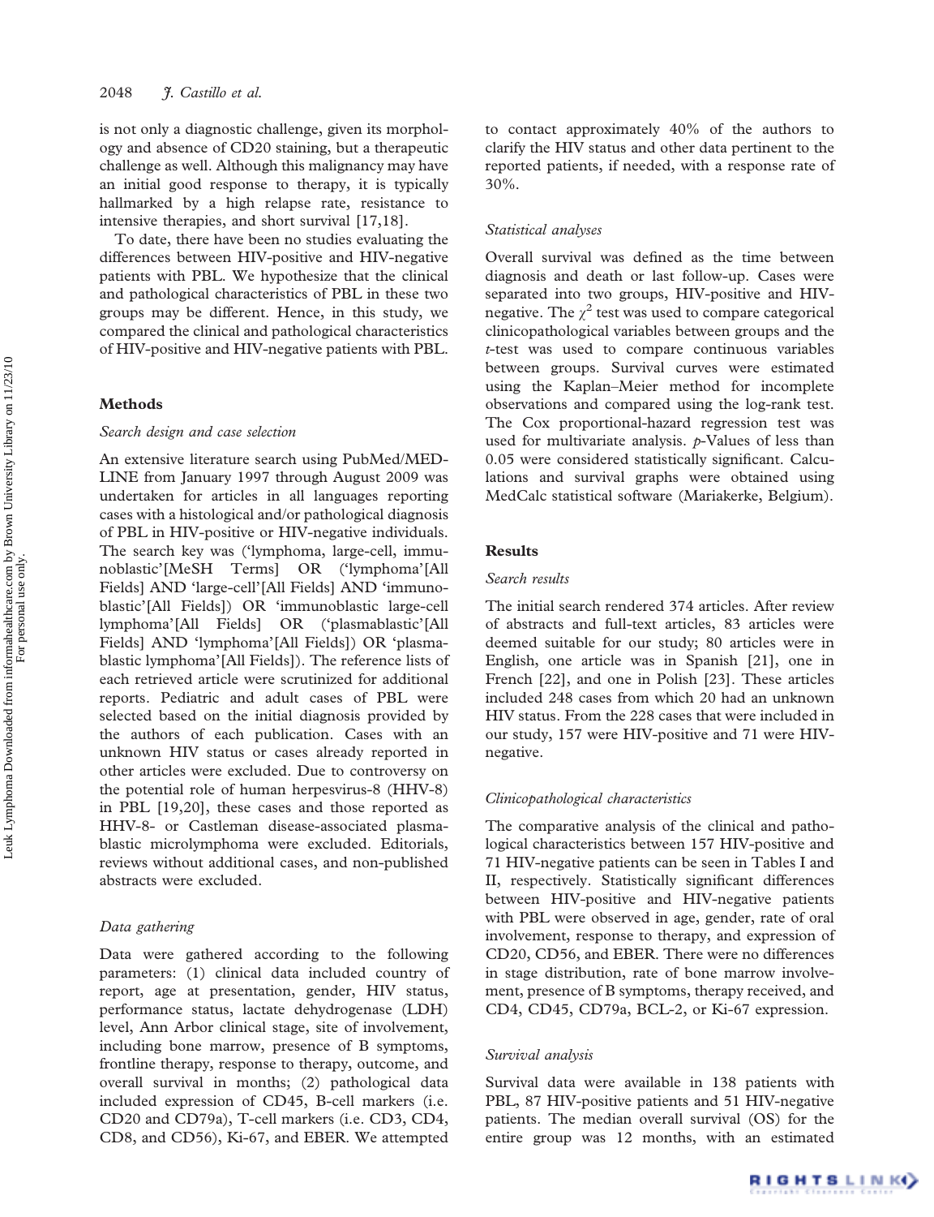is not only a diagnostic challenge, given its morphology and absence of CD20 staining, but a therapeutic challenge as well. Although this malignancy may have an initial good response to therapy, it is typically hallmarked by a high relapse rate, resistance to intensive therapies, and short survival [17,18].

To date, there have been no studies evaluating the differences between HIV-positive and HIV-negative patients with PBL. We hypothesize that the clinical and pathological characteristics of PBL in these two groups may be different. Hence, in this study, we compared the clinical and pathological characteristics of HIV-positive and HIV-negative patients with PBL.

## Methods

### *Search design and case selection*

An extensive literature search using PubMed/MEDLINE from January 1997 through August 2009 was undertaken for articles in all languages reporting cases with a histological and/or pathological diagnosis of PBL in HIV-positive or HIV-negative individuals. The search key was ('lymphoma, large-cell, immunoblastic'[MeSH Terms] OR ('lymphoma'[All Fields] AND 'large-cell'[All Fields] AND 'immunoblastic'[All Fields]) OR 'immunoblastic large-cell lymphoma'[All Fields] OR ('plasmablastic'[All Fields] AND 'lymphoma'[All Fields]) OR 'plasmablastic lymphoma'[All Fields]). The reference lists of each retrieved article were scrutinized for additional reports. Pediatric and adult cases of PBL were selected based on the initial diagnosis provided by the authors of each publication. Cases with an unknown HIV status or cases already reported in other articles were excluded. Due to controversy on the potential role of human herpesvirus-8 (HHV-8) in PBL [19,20], these cases and those reported as HHV-8- or Castleman disease-associated plasmablastic microlymphoma were excluded. Editorials, reviews without additional cases, and non-published abstracts were excluded.

### *Data gathering*

Data were gathered according to the following parameters: (1) clinical data included country of report, age at presentation, gender, HIV status, performance status, lactate dehydrogenase (LDH) level, Ann Arbor clinical stage, site of involvement, including bone marrow, presence of B symptoms, frontline therapy, response to therapy, outcome, and overall survival in months; (2) pathological data included expression of CD45, B-cell markers (i.e. CD20 and CD79a), T-cell markers (i.e. CD3, CD4, CD8, and CD56), Ki-67, and EBER. We attempted to contact approximately 40% of the authors to clarify the HIV status and other data pertinent to the reported patients, if needed, with a response rate of 30%.

### *Statistical analyses*

Overall survival was defined as the time between diagnosis and death or last follow-up. Cases were separated into two groups, HIV-positive and HIV-negative. The $\chi^2$ test was used to compare categorical clinicopathological variables between groups and the *t*-test was used to compare continuous variables between groups. Survival curves were estimated using the Kaplan–Meier method for incomplete observations and compared using the log-rank test. The Cox proportional-hazard regression test was used for multivariate analysis. *p*-Values of less than 0.05 were considered statistically significant. Calculations and survival graphs were obtained using MedCalc statistical software (Mariakerke, Belgium).

## Results

### *Search results*

The initial search rendered 374 articles. After review of abstracts and full-text articles, 83 articles were deemed suitable for our study; 80 articles were in English, one article was in Spanish [21], one in French [22], and one in Polish [23]. These articles included 248 cases from which 20 had an unknown HIV status. From the 228 cases that were included in our study, 157 were HIV-positive and 71 were HIV-negative.

### *Clinicopathological characteristics*

The comparative analysis of the clinical and pathological characteristics between 157 HIV-positive and 71 HIV-negative patients can be seen in Tables I and II, respectively. Statistically significant differences between HIV-positive and HIV-negative patients with PBL were observed in age, gender, rate of oral involvement, response to therapy, and expression of CD20, CD56, and EBER. There were no differences in stage distribution, rate of bone marrow involvement, presence of B symptoms, therapy received, and CD4, CD45, CD79a, BCL-2, or Ki-67 expression.

### *Survival analysis*

Survival data were available in 138 patients with PBL, 87 HIV-positive patients and 51 HIV-negative patients. The median overall survival (OS) for the entire group was 12 months, with an estimated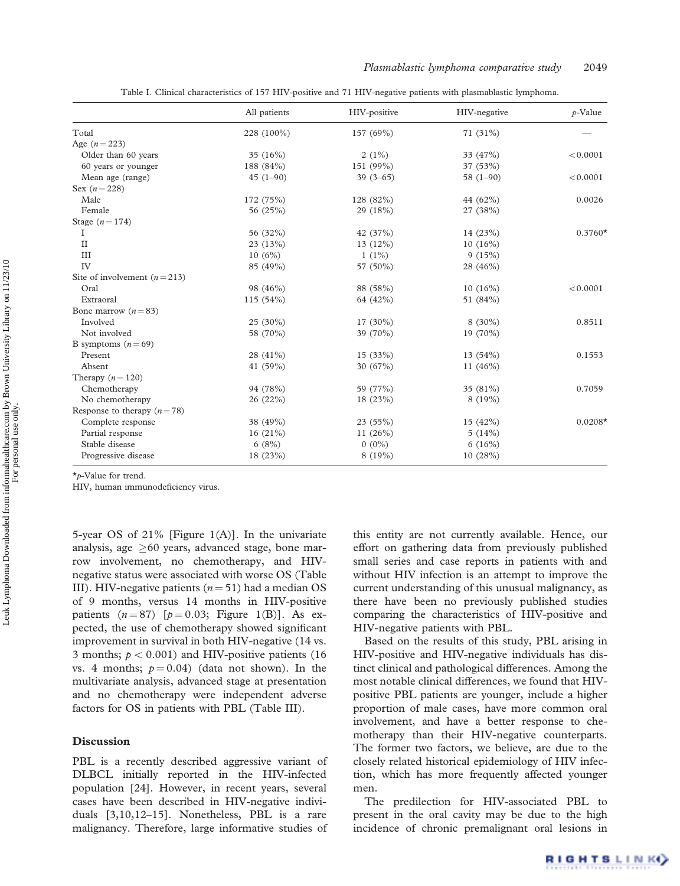Table I. Clinical characteristics of 157 HIV-positive and 71 HIV-negative patients with plasmablastic lymphoma.

| | All patients | HIV-positive | HIV-negative | *p*-Value |
|---|---|---|---|---|
| Total | 228 (100%) | 157 (69%) | 71 (31%) | — |
| Age ($n=223$) | | | | |
| Older than 60 years | 35 (16%) | 2 (1%) | 33 (47%) | <0.0001 |
| 60 years or younger | 188 (84%) | 151 (99%) | 37 (53%) | |
| Mean age (range) | 45 (1–90) | 39 (3–65) | 58 (1–90) | <0.0001 |
| Sex ($n=228$) | | | | |
| Male | 172 (75%) | 128 (82%) | 44 (62%) | 0.0026 |
| Female | 56 (25%) | 29 (18%) | 27 (38%) | |
| Stage ($n=174$) | | | | |
| I | 56 (32%) | 42 (37%) | 14 (23%) | 0.3760* |
| II | 23 (13%) | 13 (12%) | 10 (16%) | |
| III | 10 (6%) | 1 (1%) | 9 (15%) | |
| IV | 85 (49%) | 57 (50%) | 28 (46%) | |
| Site of involvement ($n=213$) | | | | |
| Oral | 98 (46%) | 88 (58%) | 10 (16%) | <0.0001 |
| Extraoral | 115 (54%) | 64 (42%) | 51 (84%) | |
| Bone marrow ($n=83$) | | | | |
| Involved | 25 (30%) | 17 (30%) | 8 (30%) | 0.8511 |
| Not involved | 58 (70%) | 39 (70%) | 19 (70%) | |
| B symptoms ($n=69$) | | | | |
| Present | 28 (41%) | 15 (33%) | 13 (54%) | 0.1553 |
| Absent | 41 (59%) | 30 (67%) | 11 (46%) | |
| Therapy ($n=120$) | | | | |
| Chemotherapy | 94 (78%) | 59 (77%) | 35 (81%) | 0.7059 |
| No chemotherapy | 26 (22%) | 18 (23%) | 8 (19%) | |
| Response to therapy ($n=78$) | | | | |
| Complete response | 38 (49%) | 23 (55%) | 15 (42%) | 0.0208* |
| Partial response | 16 (21%) | 11 (26%) | 5 (14%) | |
| Stable disease | 6 (8%) | 0 (0%) | 6 (16%) | |
| Progressive disease | 18 (23%) | 8 (19%) | 10 (28%) | |

**p*-Value for trend.
HIV, human immunodeficiency virus.

5-year OS of 21% [Figure 1(A)]. In the univariate analysis, age $\geq$60 years, advanced stage, bone marrow involvement, no chemotherapy, and HIV-negative status were associated with worse OS (Table III). HIV-negative patients ($n=51$) had a median OS of 9 months, versus 14 months in HIV-positive patients ($n=87$) [$p=0.03$; Figure 1(B)]. As expected, the use of chemotherapy showed significant improvement in survival in both HIV-negative (14 vs. 3 months; $p<0.001$) and HIV-positive patients (16 vs. 4 months; $p=0.04$) (data not shown). In the multivariate analysis, advanced stage at presentation and no chemotherapy were independent adverse factors for OS in patients with PBL (Table III).

## Discussion

PBL is a recently described aggressive variant of DLBCL initially reported in the HIV-infected population [24]. However, in recent years, several cases have been described in HIV-negative individuals [3,10,12–15]. Nonetheless, PBL is a rare malignancy. Therefore, large informative studies of this entity are not currently available. Hence, our effort on gathering data from previously published small series and case reports in patients with and without HIV infection is an attempt to improve the current understanding of this unusual malignancy, as there have been no previously published studies comparing the characteristics of HIV-positive and HIV-negative patients with PBL.

Based on the results of this study, PBL arising in HIV-positive and HIV-negative individuals has distinct clinical and pathological differences. Among the most notable clinical differences, we found that HIV-positive PBL patients are younger, include a higher proportion of male cases, have more common oral involvement, and have a better response to chemotherapy than their HIV-negative counterparts. The former two factors, we believe, are due to the closely related historical epidemiology of HIV infection, which has more frequently affected younger men.

The predilection for HIV-associated PBL to present in the oral cavity may be due to the high incidence of chronic premalignant oral lesions in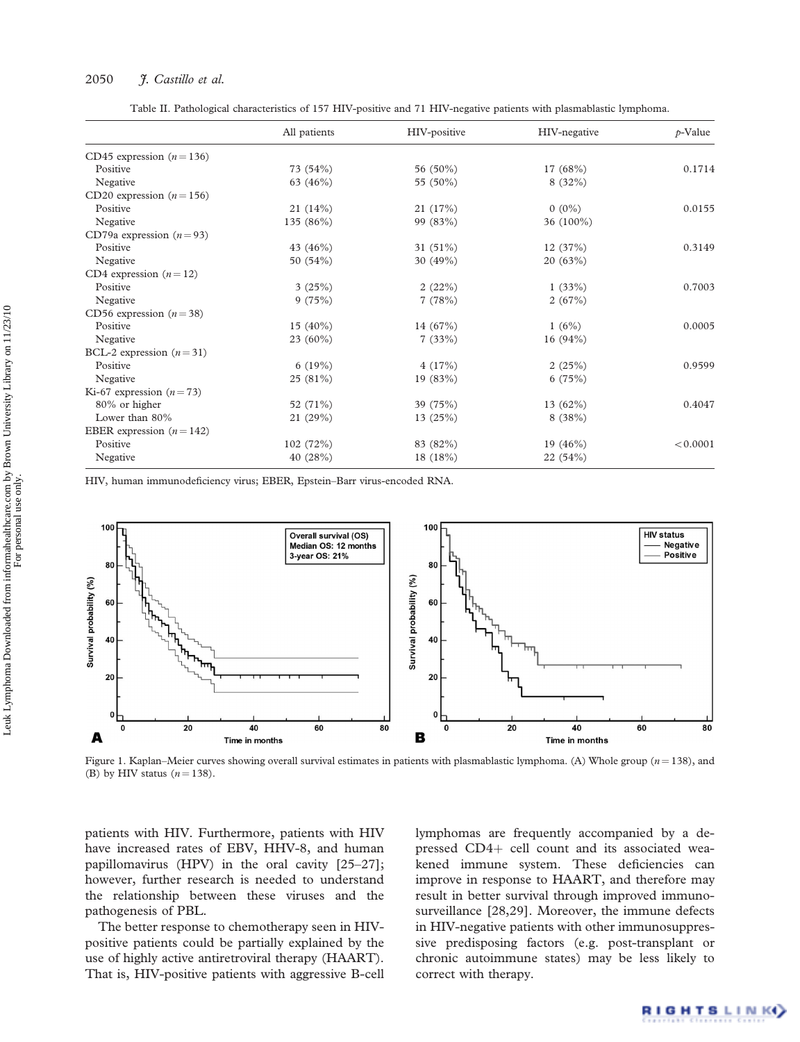Table II. Pathological characteristics of 157 HIV-positive and 71 HIV-negative patients with plasmablastic lymphoma.

| | All patients | HIV-positive | HIV-negative | *p*-Value |
|---|---|---|---|---|
| CD45 expression ($n = 136$) | | | | |
| Positive | 73 (54%) | 56 (50%) | 17 (68%) | 0.1714 |
| Negative | 63 (46%) | 55 (50%) | 8 (32%) | |
| CD20 expression ($n = 156$) | | | | |
| Positive | 21 (14%) | 21 (17%) | 0 (0%) | 0.0155 |
| Negative | 135 (86%) | 99 (83%) | 36 (100%) | |
| CD79a expression ($n = 93$) | | | | |
| Positive | 43 (46%) | 31 (51%) | 12 (37%) | 0.3149 |
| Negative | 50 (54%) | 30 (49%) | 20 (63%) | |
| CD4 expression ($n = 12$) | | | | |
| Positive | 3 (25%) | 2 (22%) | 1 (33%) | 0.7003 |
| Negative | 9 (75%) | 7 (78%) | 2 (67%) | |
| CD56 expression ($n = 38$) | | | | |
| Positive | 15 (40%) | 14 (67%) | 1 (6%) | 0.0005 |
| Negative | 23 (60%) | 7 (33%) | 16 (94%) | |
| BCL-2 expression ($n = 31$) | | | | |
| Positive | 6 (19%) | 4 (17%) | 2 (25%) | 0.9599 |
| Negative | 25 (81%) | 19 (83%) | 6 (75%) | |
| Ki-67 expression ($n = 73$) | | | | |
| 80% or higher | 52 (71%) | 39 (75%) | 13 (62%) | 0.4047 |
| Lower than 80% | 21 (29%) | 13 (25%) | 8 (38%) | |
| EBER expression ($n = 142$) | | | | |
| Positive | 102 (72%) | 83 (82%) | 19 (46%) | $<0.0001$ |
| Negative | 40 (28%) | 18 (18%) | 22 (54%) | |

HIV, human immunodeficiency virus; EBER, Epstein–Barr virus-encoded RNA.

Figure 1. Kaplan–Meier curves showing overall survival estimates in patients with plasmablastic lymphoma. (A) Whole group ($n = 138$), and (B) by HIV status ($n = 138$).

patients with HIV. Furthermore, patients with HIV have increased rates of EBV, HHV-8, and human papillomavirus (HPV) in the oral cavity [25–27]; however, further research is needed to understand the relationship between these viruses and the pathogenesis of PBL.

The better response to chemotherapy seen in HIV-positive patients could be partially explained by the use of highly active antiretroviral therapy (HAART). That is, HIV-positive patients with aggressive B-cell lymphomas are frequently accompanied by a depressed CD4+ cell count and its associated weakened immune system. These deficiencies can improve in response to HAART, and therefore may result in better survival through improved immunosurveillance [28,29]. Moreover, the immune defects in HIV-negative patients with other immunosuppressive predisposing factors (e.g. post-transplant or chronic autoimmune states) may be less likely to correct with therapy.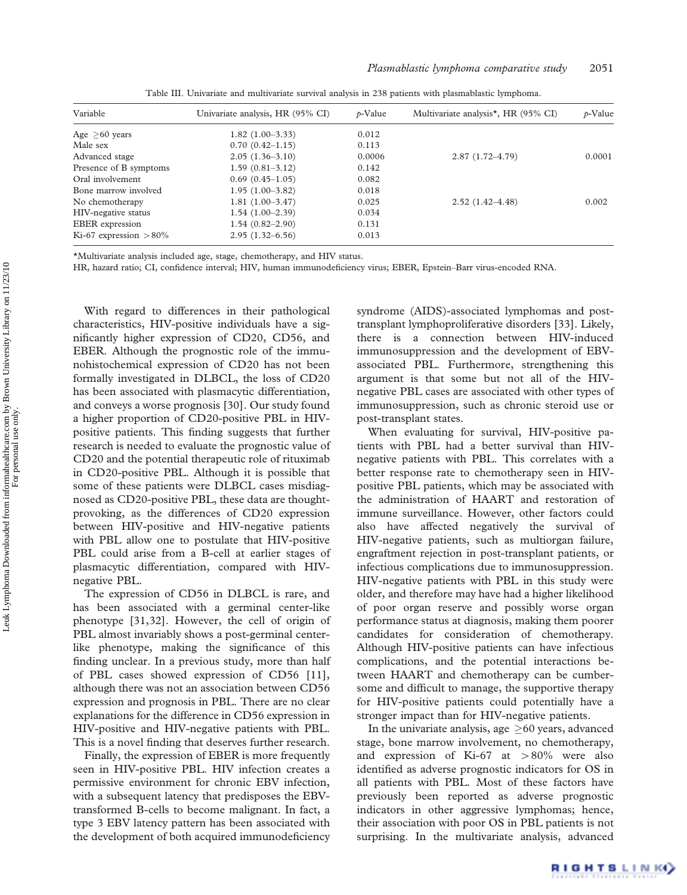Table III. Univariate and multivariate survival analysis in 238 patients with plasmablastic lymphoma.

| Variable | Univariate analysis, HR (95% CI) | $p$-Value | Multivariate analysis*, HR (95% CI) | $p$-Value |
|---|---|---|---|---|
| Age ≥60 years | 1.82 (1.00–3.33) | 0.012 | | |
| Male sex | 0.70 (0.42–1.15) | 0.113 | | |
| Advanced stage | 2.05 (1.36–3.10) | 0.0006 | 2.87 (1.72–4.79) | 0.0001 |
| Presence of B symptoms | 1.59 (0.81–3.12) | 0.142 | | |
| Oral involvement | 0.69 (0.45–1.05) | 0.082 | | |
| Bone marrow involved | 1.95 (1.00–3.82) | 0.018 | | |
| No chemotherapy | 1.81 (1.00–3.47) | 0.025 | 2.52 (1.42–4.48) | 0.002 |
| HIV-negative status | 1.54 (1.00–2.39) | 0.034 | | |
| EBER expression | 1.54 (0.82–2.90) | 0.131 | | |
| Ki-67 expression >80% | 2.95 (1.32–6.56) | 0.013 | | |

*Multivariate analysis included age, stage, chemotherapy, and HIV status.

HR, hazard ratio; CI, confidence interval; HIV, human immunodeficiency virus; EBER, Epstein–Barr virus-encoded RNA.

With regard to differences in their pathological characteristics, HIV-positive individuals have a significantly higher expression of CD20, CD56, and EBER. Although the prognostic role of the immunohistochemical expression of CD20 has not been formally investigated in DLBCL, the loss of CD20 has been associated with plasmacytic differentiation, and conveys a worse prognosis [30]. Our study found a higher proportion of CD20-positive PBL in HIV-positive patients. This finding suggests that further research is needed to evaluate the prognostic value of CD20 and the potential therapeutic role of rituximab in CD20-positive PBL. Although it is possible that some of these patients were DLBCL cases misdiagnosed as CD20-positive PBL, these data are thought-provoking, as the differences of CD20 expression between HIV-positive and HIV-negative patients with PBL allow one to postulate that HIV-positive PBL could arise from a B-cell at earlier stages of plasmacytic differentiation, compared with HIV-negative PBL.

The expression of CD56 in DLBCL is rare, and has been associated with a germinal center-like phenotype [31,32]. However, the cell of origin of PBL almost invariably shows a post-germinal center-like phenotype, making the significance of this finding unclear. In a previous study, more than half of PBL cases showed expression of CD56 [11], although there was not an association between CD56 expression and prognosis in PBL. There are no clear explanations for the difference in CD56 expression in HIV-positive and HIV-negative patients with PBL. This is a novel finding that deserves further research.

Finally, the expression of EBER is more frequently seen in HIV-positive PBL. HIV infection creates a permissive environment for chronic EBV infection, with a subsequent latency that predisposes the EBV-transformed B-cells to become malignant. In fact, a type 3 EBV latency pattern has been associated with the development of both acquired immunodeficiency syndrome (AIDS)-associated lymphomas and post-transplant lymphoproliferative disorders [33]. Likely, there is a connection between HIV-induced immunosuppression and the development of EBV-associated PBL. Furthermore, strengthening this argument is that some but not all of the HIV-negative PBL cases are associated with other types of immunosuppression, such as chronic steroid use or post-transplant states.

When evaluating for survival, HIV-positive patients with PBL had a better survival than HIV-negative patients with PBL. This correlates with a better response rate to chemotherapy seen in HIV-positive PBL patients, which may be associated with the administration of HAART and restoration of immune surveillance. However, other factors could also have affected negatively the survival of HIV-negative patients, such as multiorgan failure, engraftment rejection in post-transplant patients, or infectious complications due to immunosuppression. HIV-negative patients with PBL in this study were older, and therefore may have had a higher likelihood of poor organ reserve and possibly worse organ performance status at diagnosis, making them poorer candidates for consideration of chemotherapy. Although HIV-positive patients can have infectious complications, and the potential interactions between HAART and chemotherapy can be cumbersome and difficult to manage, the supportive therapy for HIV-positive patients could potentially have a stronger impact than for HIV-negative patients.

In the univariate analysis, age ≥60 years, advanced stage, bone marrow involvement, no chemotherapy, and expression of Ki-67 at >80% were also identified as adverse prognostic indicators for OS in all patients with PBL. Most of these factors have previously been reported as adverse prognostic indicators in other aggressive lymphomas; hence, their association with poor OS in PBL patients is not surprising. In the multivariate analysis, advanced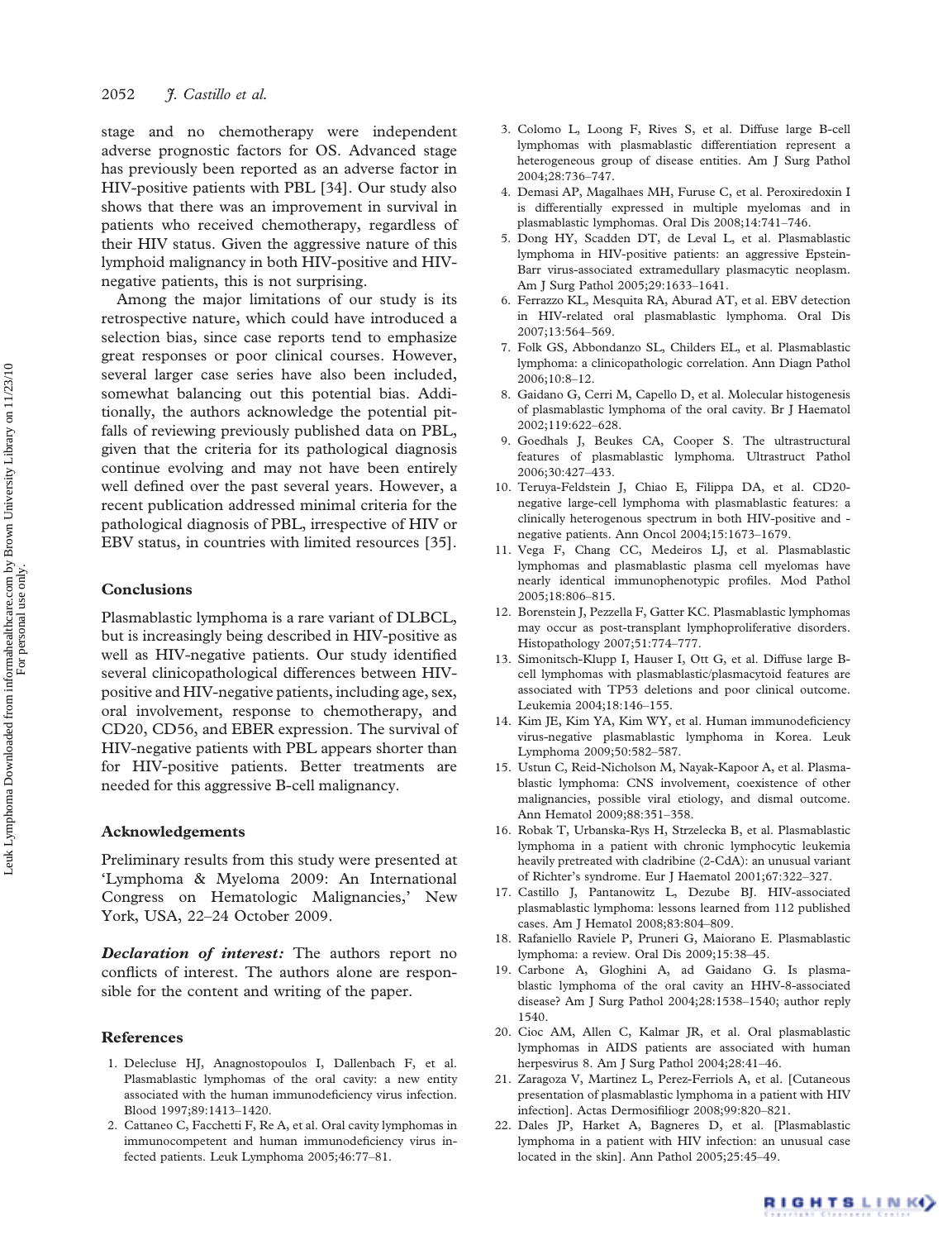stage and no chemotherapy were independent adverse prognostic factors for OS. Advanced stage has previously been reported as an adverse factor in HIV-positive patients with PBL [34]. Our study also shows that there was an improvement in survival in patients who received chemotherapy, regardless of their HIV status. Given the aggressive nature of this lymphoid malignancy in both HIV-positive and HIV-negative patients, this is not surprising.

Among the major limitations of our study is its retrospective nature, which could have introduced a selection bias, since case reports tend to emphasize great responses or poor clinical courses. However, several larger case series have also been included, somewhat balancing out this potential bias. Additionally, the authors acknowledge the potential pitfalls of reviewing previously published data on PBL, given that the criteria for its pathological diagnosis continue evolving and may not have been entirely well defined over the past several years. However, a recent publication addressed minimal criteria for the pathological diagnosis of PBL, irrespective of HIV or EBV status, in countries with limited resources [35].

## Conclusions

Plasmablastic lymphoma is a rare variant of DLBCL, but is increasingly being described in HIV-positive as well as HIV-negative patients. Our study identified several clinicopathological differences between HIV-positive and HIV-negative patients, including age, sex, oral involvement, response to chemotherapy, and CD20, CD56, and EBER expression. The survival of HIV-negative patients with PBL appears shorter than for HIV-positive patients. Better treatments are needed for this aggressive B-cell malignancy.

## Acknowledgements

Preliminary results from this study were presented at 'Lymphoma & Myeloma 2009: An International Congress on Hematologic Malignancies,' New York, USA, 22–24 October 2009.

***Declaration of interest:*** The authors report no conflicts of interest. The authors alone are responsible for the content and writing of the paper.

## References

1. Delecluse HJ, Anagnostopoulos I, Dallenbach F, et al. Plasmablastic lymphomas of the oral cavity: a new entity associated with the human immunodeficiency virus infection. Blood 1997;89:1413–1420.
2. Cattaneo C, Facchetti F, Re A, et al. Oral cavity lymphomas in immunocompetent and human immunodeficiency virus infected patients. Leuk Lymphoma 2005;46:77–81.
3. Colomo L, Loong F, Rives S, et al. Diffuse large B-cell lymphomas with plasmablastic differentiation represent a heterogeneous group of disease entities. Am J Surg Pathol 2004;28:736–747.
4. Demasi AP, Magalhaes MH, Furuse C, et al. Peroxiredoxin I is differentially expressed in multiple myelomas and in plasmablastic lymphomas. Oral Dis 2008;14:741–746.
5. Dong HY, Scadden DT, de Leval L, et al. Plasmablastic lymphoma in HIV-positive patients: an aggressive Epstein-Barr virus-associated extramedullary plasmacytic neoplasm. Am J Surg Pathol 2005;29:1633–1641.
6. Ferrazzo KL, Mesquita RA, Aburad AT, et al. EBV detection in HIV-related oral plasmablastic lymphoma. Oral Dis 2007;13:564–569.
7. Folk GS, Abbondanzo SL, Childers EL, et al. Plasmablastic lymphoma: a clinicopathologic correlation. Ann Diagn Pathol 2006;10:8–12.
8. Gaidano G, Cerri M, Capello D, et al. Molecular histogenesis of plasmablastic lymphoma of the oral cavity. Br J Haematol 2002;119:622–628.
9. Goedhals J, Beukes CA, Cooper S. The ultrastructural features of plasmablastic lymphoma. Ultrastruct Pathol 2006;30:427–433.
10. Teruya-Feldstein J, Chiao E, Filippa DA, et al. CD20-negative large-cell lymphoma with plasmablastic features: a clinically heterogenous spectrum in both HIV-positive and -negative patients. Ann Oncol 2004;15:1673–1679.
11. Vega F, Chang CC, Medeiros LJ, et al. Plasmablastic lymphomas and plasmablastic plasma cell myelomas have nearly identical immunophenotypic profiles. Mod Pathol 2005;18:806–815.
12. Borenstein J, Pezzella F, Gatter KC. Plasmablastic lymphomas may occur as post-transplant lymphoproliferative disorders. Histopathology 2007;51:774–777.
13. Simonitsch-Klupp I, Hauser I, Ott G, et al. Diffuse large B-cell lymphomas with plasmablastic/plasmacytoid features are associated with TP53 deletions and poor clinical outcome. Leukemia 2004;18:146–155.
14. Kim JE, Kim YA, Kim WY, et al. Human immunodeficiency virus-negative plasmablastic lymphoma in Korea. Leuk Lymphoma 2009;50:582–587.
15. Ustun C, Reid-Nicholson M, Nayak-Kapoor A, et al. Plasmablastic lymphoma: CNS involvement, coexistence of other malignancies, possible viral etiology, and dismal outcome. Ann Hematol 2009;88:351–358.
16. Robak T, Urbanska-Rys H, Strzelecka B, et al. Plasmablastic lymphoma in a patient with chronic lymphocytic leukemia heavily pretreated with cladribine (2-CdA): an unusual variant of Richter's syndrome. Eur J Haematol 2001;67:322–327.
17. Castillo J, Pantanowitz L, Dezube BJ. HIV-associated plasmablastic lymphoma: lessons learned from 112 published cases. Am J Hematol 2008;83:804–809.
18. Rafaniello Raviele P, Pruneri G, Maiorano E. Plasmablastic lymphoma: a review. Oral Dis 2009;15:38–45.
19. Carbone A, Gloghini A, ad Gaidano G. Is plasmablastic lymphoma of the oral cavity an HHV-8-associated disease? Am J Surg Pathol 2004;28:1538–1540; author reply 1540.
20. Cioc AM, Allen C, Kalmar JR, et al. Oral plasmablastic lymphomas in AIDS patients are associated with human herpesvirus 8. Am J Surg Pathol 2004;28:41–46.
21. Zaragoza V, Martinez L, Perez-Ferriols A, et al. [Cutaneous presentation of plasmablastic lymphoma in a patient with HIV infection]. Actas Dermosifiliogr 2008;99:820–821.
22. Dales JP, Harket A, Bagneres D, et al. [Plasmablastic lymphoma in a patient with HIV infection: an unusual case located in the skin]. Ann Pathol 2005;25:45–49.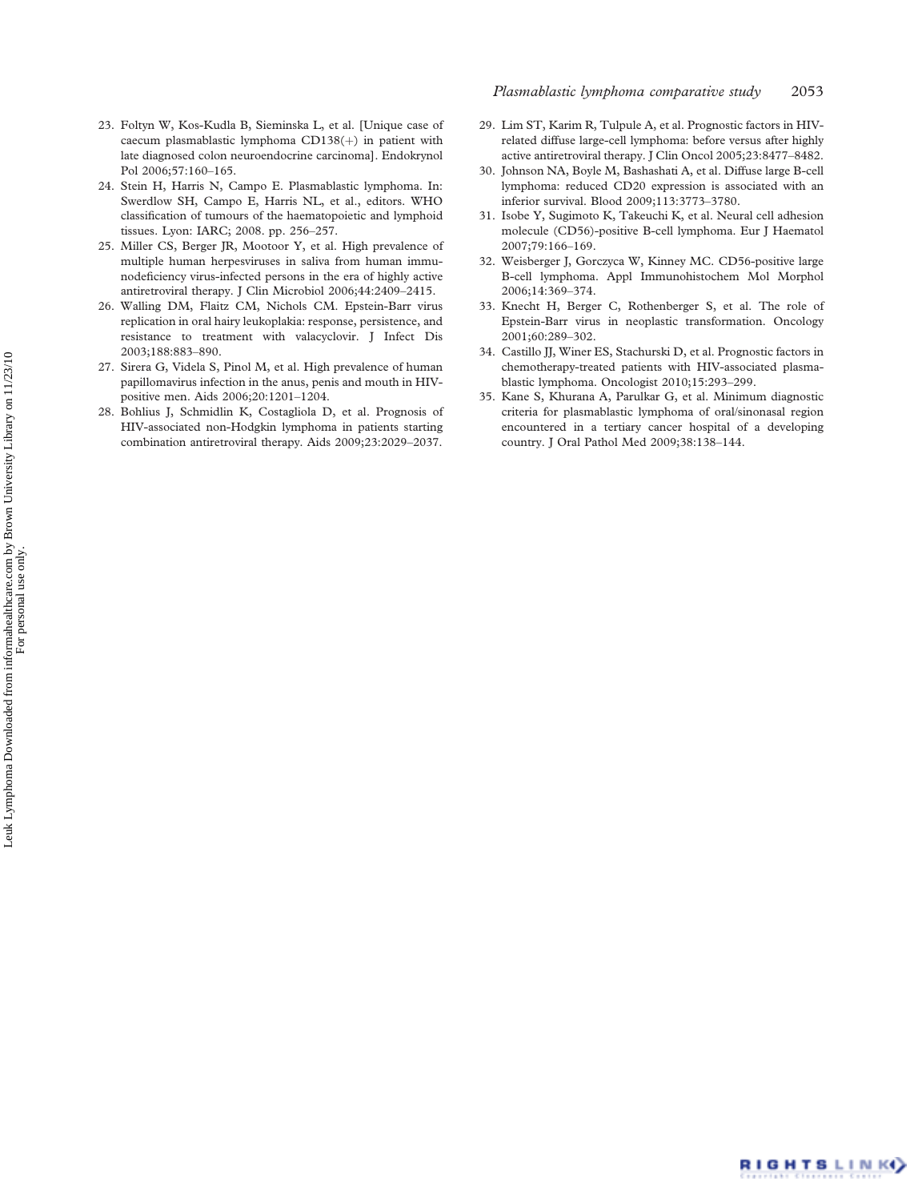23. Foltyn W, Kos-Kudla B, Sieminska L, et al. [Unique case of caecum plasmablastic lymphoma CD138(+) in patient with late diagnosed colon neuroendocrine carcinoma]. Endokrynol Pol 2006;57:160–165.
24. Stein H, Harris N, Campo E. Plasmablastic lymphoma. In: Swerdlow SH, Campo E, Harris NL, et al., editors. WHO classification of tumours of the haematopoietic and lymphoid tissues. Lyon: IARC; 2008. pp. 256–257.
25. Miller CS, Berger JR, Mootoor Y, et al. High prevalence of multiple human herpesviruses in saliva from human immunodeficiency virus-infected persons in the era of highly active antiretroviral therapy. J Clin Microbiol 2006;44:2409–2415.
26. Walling DM, Flaitz CM, Nichols CM. Epstein-Barr virus replication in oral hairy leukoplakia: response, persistence, and resistance to treatment with valacyclovir. J Infect Dis 2003;188:883–890.
27. Sirera G, Videla S, Pinol M, et al. High prevalence of human papillomavirus infection in the anus, penis and mouth in HIV-positive men. Aids 2006;20:1201–1204.
28. Bohlius J, Schmidlin K, Costagliola D, et al. Prognosis of HIV-associated non-Hodgkin lymphoma in patients starting combination antiretroviral therapy. Aids 2009;23:2029–2037.
29. Lim ST, Karim R, Tulpule A, et al. Prognostic factors in HIV-related diffuse large-cell lymphoma: before versus after highly active antiretroviral therapy. J Clin Oncol 2005;23:8477–8482.
30. Johnson NA, Boyle M, Bashashati A, et al. Diffuse large B-cell lymphoma: reduced CD20 expression is associated with an inferior survival. Blood 2009;113:3773–3780.
31. Isobe Y, Sugimoto K, Takeuchi K, et al. Neural cell adhesion molecule (CD56)-positive B-cell lymphoma. Eur J Haematol 2007;79:166–169.
32. Weisberger J, Gorczyca W, Kinney MC. CD56-positive large B-cell lymphoma. Appl Immunohistochem Mol Morphol 2006;14:369–374.
33. Knecht H, Berger C, Rothenberger S, et al. The role of Epstein-Barr virus in neoplastic transformation. Oncology 2001;60:289–302.
34. Castillo JJ, Winer ES, Stachurski D, et al. Prognostic factors in chemotherapy-treated patients with HIV-associated plasmablastic lymphoma. Oncologist 2010;15:293–299.
35. Kane S, Khurana A, Parulkar G, et al. Minimum diagnostic criteria for plasmablastic lymphoma of oral/sinonasal region encountered in a tertiary cancer hospital of a developing country. J Oral Pathol Med 2009;38:138–144.